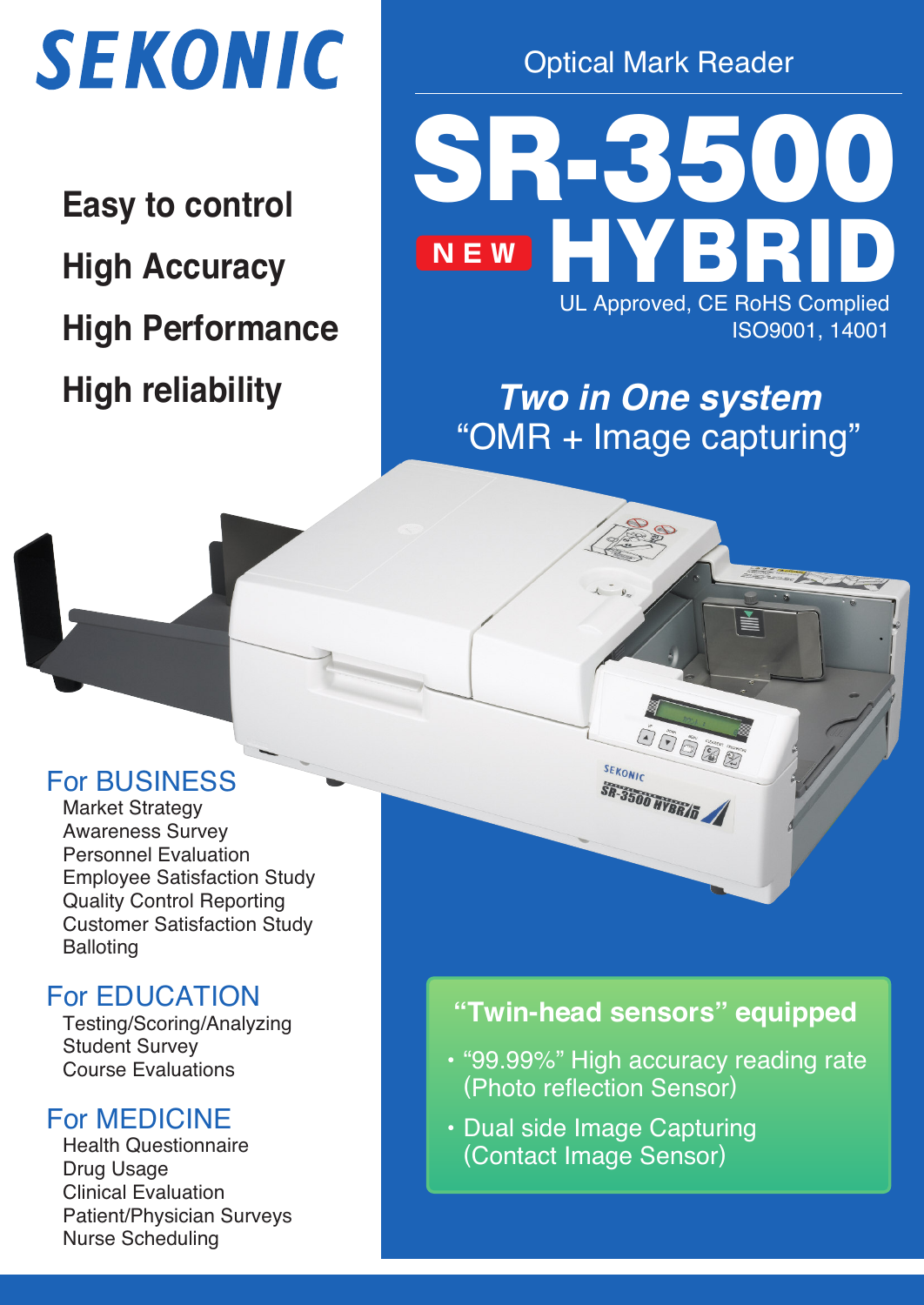# SEKONIC

**Easy to control**

**High Accuracy**

**High Performance**

**High reliability**

Optical Mark Reader

# SR-3500 HYBRID

**NEW**

UL Approved, CE RoHS Complied
ISO9001, 14001

***Two in One system***
"OMR + Image capturing"

## For BUSINESS

Market Strategy
Awareness Survey
Personnel Evaluation
Employee Satisfaction Study
Quality Control Reporting
Customer Satisfaction Study
Balloting

## For EDUCATION

Testing/Scoring/Analyzing
Student Survey
Course Evaluations

## For MEDICINE

Health Questionnaire
Drug Usage
Clinical Evaluation
Patient/Physician Surveys
Nurse Scheduling

### "Twin-head sensors" equipped

- "99.99%" High accuracy reading rate (Photo reflection Sensor)
- Dual side Image Capturing (Contact Image Sensor)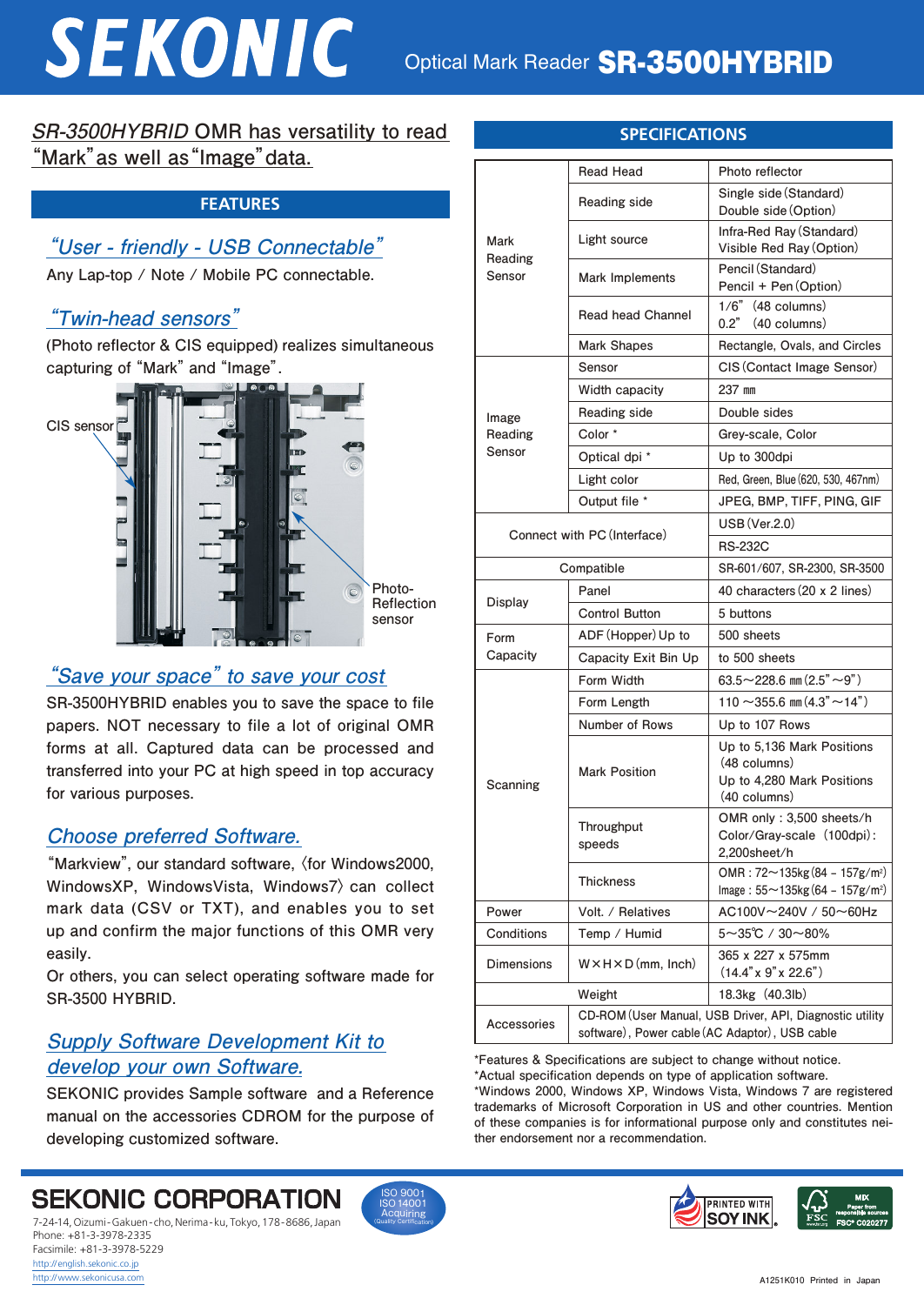# SEKONIC

Optical Mark Reader **SR-3500HYBRID**

## SR-3500HYBRID OMR has versatility to read "Mark" as well as "Image" data.

### FEATURES

#### *"User - friendly - USB Connectable"*

Any Lap-top / Note / Mobile PC connectable.

#### *"Twin-head sensors"*

(Photo reflector & CIS equipped) realizes simultaneous capturing of "Mark" and "Image".

CIS sensor

Photo-Reflection sensor

#### *"Save your space" to save your cost*

SR-3500HYBRID enables you to save the space to file papers. NOT necessary to file a lot of original OMR forms at all. Captured data can be processed and transferred into your PC at high speed in top accuracy for various purposes.

#### *Choose preferred Software.*

"Markview", our standard software, 〈for Windows2000, WindowsXP, WindowsVista, Windows7〉 can collect mark data (CSV or TXT), and enables you to set up and confirm the major functions of this OMR very easily.

Or others, you can select operating software made for SR-3500 HYBRID.

#### *Supply Software Development Kit to develop your own Software.*

SEKONIC provides Sample software and a Reference manual on the accessories CDROM for the purpose of developing customized software.

### SPECIFICATIONS

| | | |
|---|---|---|
| Mark Reading Sensor | Read Head | Photo reflector |
| | Reading side | Single side (Standard)<br>Double side (Option) |
| | Light source | Infra-Red Ray (Standard)<br>Visible Red Ray (Option) |
| | Mark Implements | Pencil (Standard)<br>Pencil + Pen (Option) |
| | Read head Channel | 1/6" (48 columns)<br>0.2" (40 columns) |
| | Mark Shapes | Rectangle, Ovals, and Circles |
| Image Reading Sensor | Sensor | CIS (Contact Image Sensor) |
| | Width capacity | 237 ㎜ |
| | Reading side | Double sides |
| | Color * | Grey-scale, Color |
| | Optical dpi * | Up to 300dpi |
| | Light color | Red, Green, Blue (620, 530, 467nm) |
| | Output file * | JPEG, BMP, TIFF, PING, GIF |
| Connect with PC (Interface) | | USB (Ver.2.0) |
| | | RS-232C |
| Compatible | | SR-601/607, SR-2300, SR-3500 |
| Display | Panel | 40 characters (20 x 2 lines) |
| | Control Button | 5 buttons |
| Form Capacity | ADF (Hopper) Up to | 500 sheets |
| | Capacity Exit Bin Up | to 500 sheets |
| Scanning | Form Width | 63.5～228.6 ㎜ (2.5"～9") |
| | Form Length | 110～355.6 ㎜ (4.3"～14") |
| | Number of Rows | Up to 107 Rows |
| | Mark Position | Up to 5,136 Mark Positions (48 columns)<br>Up to 4,280 Mark Positions (40 columns) |
| | Throughput speeds | OMR only : 3,500 sheets/h<br>Color/Gray-scale (100dpi) : 2,200sheet/h |
| | Thickness | OMR : 72～135kg (84 - 157g/m²)<br>Image : 55～135kg (64 - 157g/m²) |
| Power | Volt. / Relatives | AC100V～240V / 50～60Hz |
| Conditions | Temp / Humid | 5～35℃ / 30～80% |
| Dimensions | W×H×D (mm, Inch) | 365 x 227 x 575mm<br>(14.4" x 9" x 22.6") |
| Weight | | 18.3kg (40.3lb) |
| Accessories | CD-ROM (User Manual, USB Driver, API, Diagnostic utility software), Power cable (AC Adaptor), USB cable | |

*Features & Specifications are subject to change without notice.
*Actual specification depends on type of application system.
*Windows 2000, Windows XP, Windows Vista, Windows 7 are registered trademarks of Microsoft Corporation in US and other countries. Mention of these companies is for informational purpose only and constitutes neither endorsement nor a recommendation.

**SEKONIC CORPORATION**

7-24-14, Oizumi-Gakuen-cho, Nerima-ku, Tokyo, 178-8686, Japan
Phone: +81-3-3978-2335
Facsimile: +81-3-3978-5229
http://english.sekonic.co.jp
http://www.sekonicusa.com

ISO 9001 ISO 14001 Acquiring (Quality Certification)

PRINTED WITH SOY INK

MIX Paper from responsible sources FSC® C020277

A1251K010 Printed in Japan